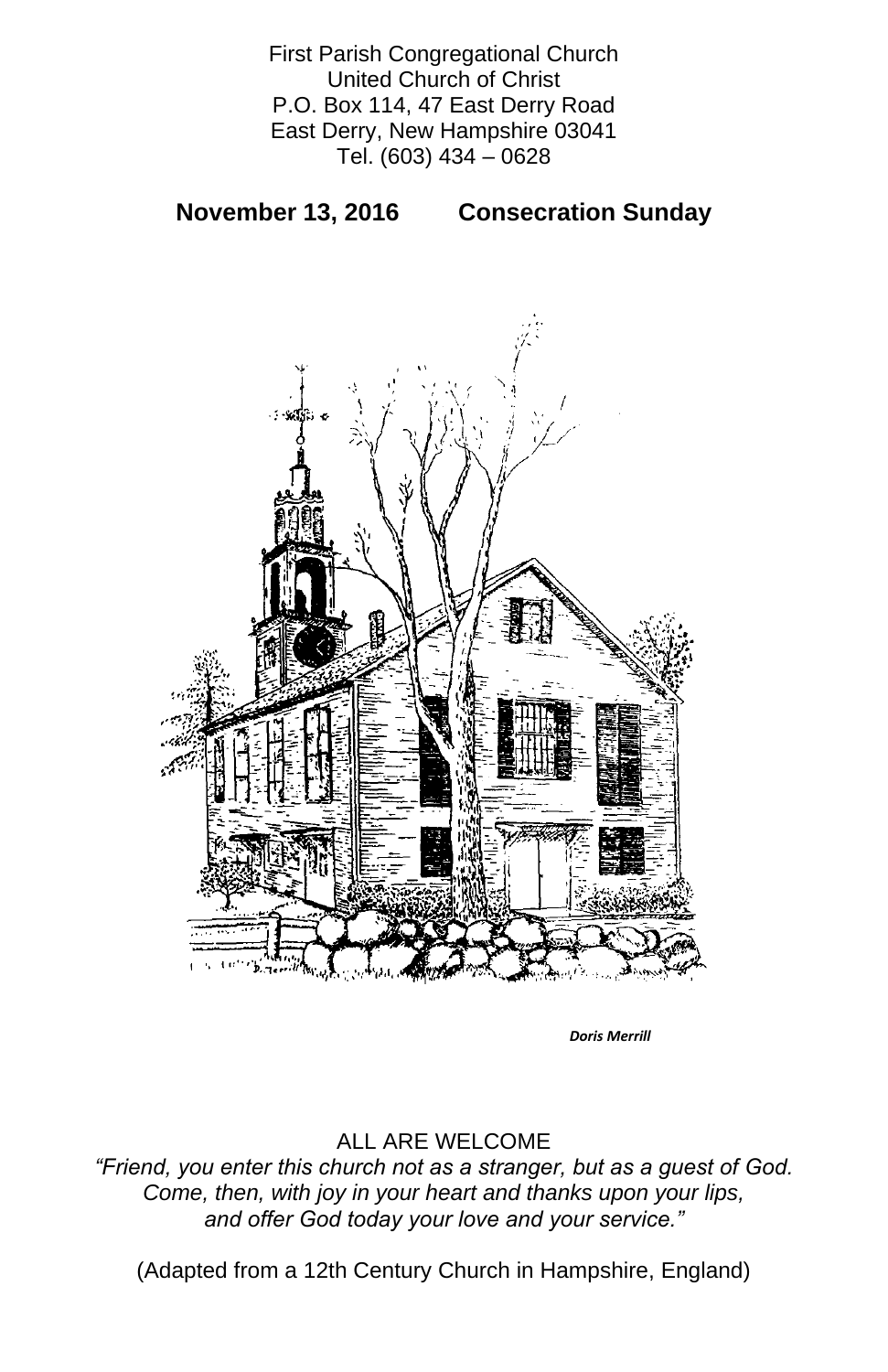First Parish Congregational Church
United Church of Christ
P.O. Box 114, 47 East Derry Road
East Derry, New Hampshire 03041
Tel. (603) 434 – 0628

**November 13, 2016 Consecration Sunday**

***Doris Merrill***

ALL ARE WELCOME

*"Friend, you enter this church not as a stranger, but as a guest of God. Come, then, with joy in your heart and thanks upon your lips, and offer God today your love and your service."*

(Adapted from a 12th Century Church in Hampshire, England)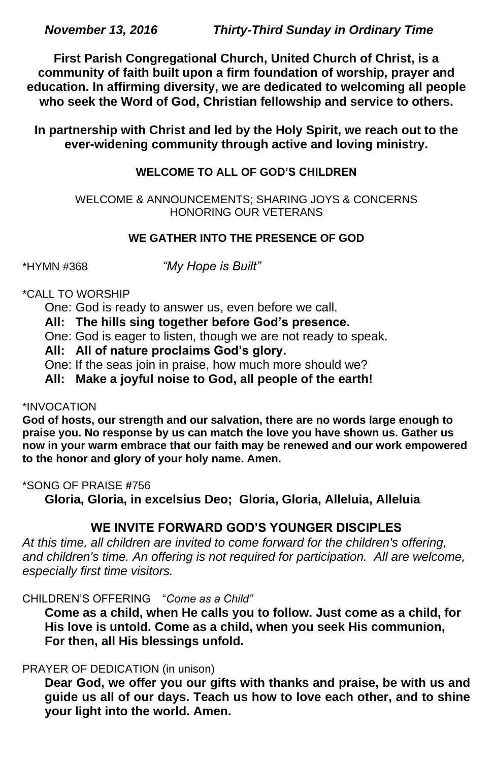***November 13, 2016 Thirty-Third Sunday in Ordinary Time***

**First Parish Congregational Church, United Church of Christ, is a community of faith built upon a firm foundation of worship, prayer and education. In affirming diversity, we are dedicated to welcoming all people who seek the Word of God, Christian fellowship and service to others.**

**In partnership with Christ and led by the Holy Spirit, we reach out to the ever-widening community through active and loving ministry.**

## WELCOME TO ALL OF GOD'S CHILDREN

WELCOME & ANNOUNCEMENTS; SHARING JOYS & CONCERNS
HONORING OUR VETERANS

## WE GATHER INTO THE PRESENCE OF GOD

*HYMN #368 *"My Hope is Built"*

*CALL TO WORSHIP

One: God is ready to answer us, even before we call.

**All: The hills sing together before God's presence.**

One: God is eager to listen, though we are not ready to speak.

**All: All of nature proclaims God's glory.**

One: If the seas join in praise, how much more should we?

**All: Make a joyful noise to God, all people of the earth!**

*INVOCATION

**God of hosts, our strength and our salvation, there are no words large enough to praise you. No response by us can match the love you have shown us. Gather us now in your warm embrace that our faith may be renewed and our work empowered to the honor and glory of your holy name. Amen.**

*SONG OF PRAISE #756

**Gloria, Gloria, in excelsius Deo; Gloria, Gloria, Alleluia, Alleluia**

## WE INVITE FORWARD GOD'S YOUNGER DISCIPLES

*At this time, all children are invited to come forward for the children's offering, and children's time. An offering is not required for participation. All are welcome, especially first time visitors.*

CHILDREN'S OFFERING "*Come as a Child"*

**Come as a child, when He calls you to follow. Just come as a child, for His love is untold. Come as a child, when you seek His communion, For then, all His blessings unfold.**

PRAYER OF DEDICATION (in unison)

**Dear God, we offer you our gifts with thanks and praise, be with us and guide us all of our days. Teach us how to love each other, and to shine your light into the world. Amen.**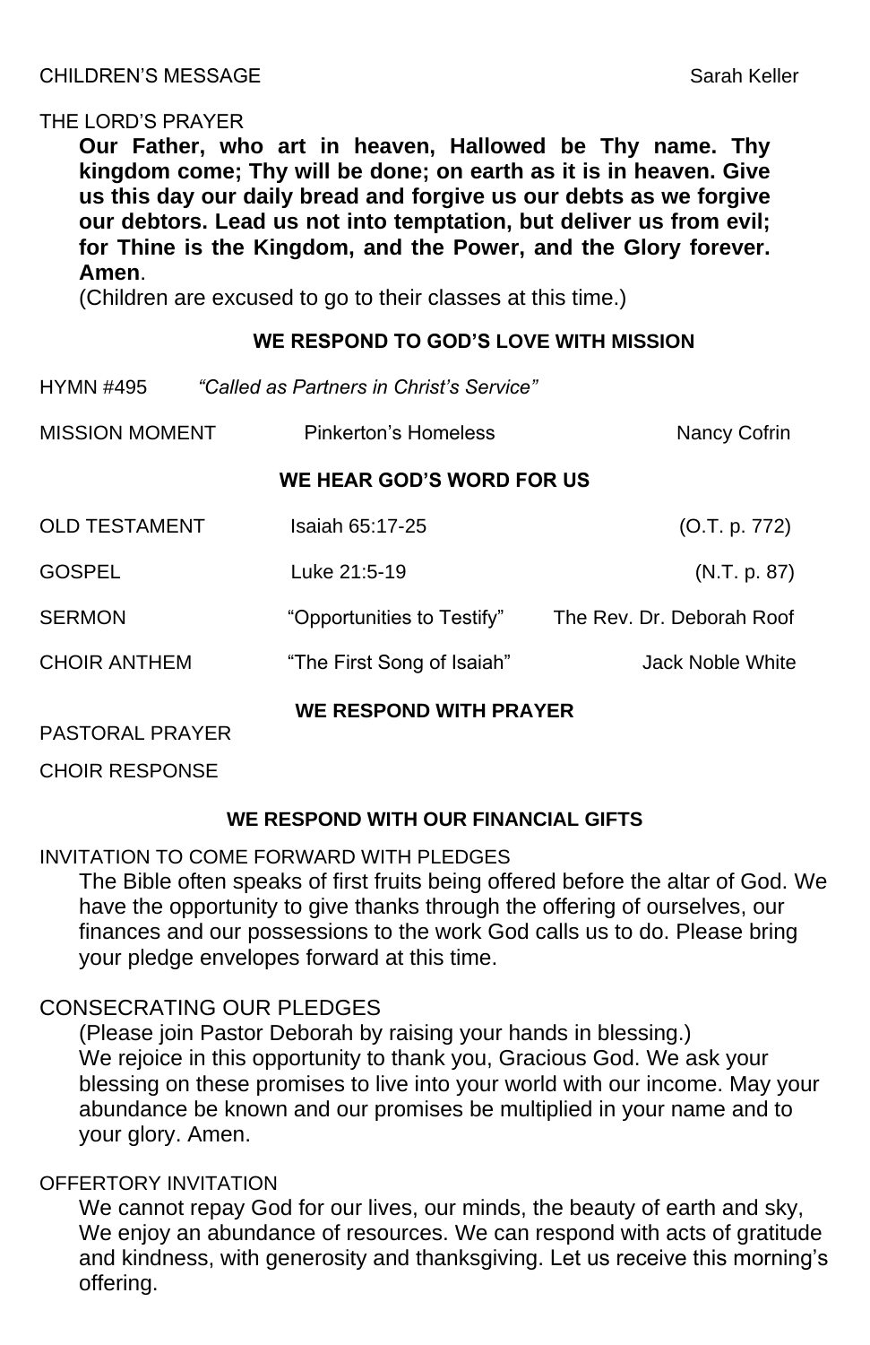CHILDREN'S MESSAGE Sarah Keller

THE LORD'S PRAYER

**Our Father, who art in heaven, Hallowed be Thy name. Thy kingdom come; Thy will be done; on earth as it is in heaven. Give us this day our daily bread and forgive us our debts as we forgive our debtors. Lead us not into temptation, but deliver us from evil; for Thine is the Kingdom, and the Power, and the Glory forever. Amen**.

(Children are excused to go to their classes at this time.)

## WE RESPOND TO GOD'S LOVE WITH MISSION

HYMN #495 *"Called as Partners in Christ's Service"*

MISSION MOMENT Pinkerton's Homeless Nancy Cofrin

## WE HEAR GOD'S WORD FOR US

OLD TESTAMENT Isaiah 65:17-25 (O.T. p. 772)

GOSPEL Luke 21:5-19 (N.T. p. 87)

SERMON "Opportunities to Testify" The Rev. Dr. Deborah Roof

CHOIR ANTHEM "The First Song of Isaiah" Jack Noble White

## WE RESPOND WITH PRAYER

PASTORAL PRAYER

CHOIR RESPONSE

## WE RESPOND WITH OUR FINANCIAL GIFTS

INVITATION TO COME FORWARD WITH PLEDGES

The Bible often speaks of first fruits being offered before the altar of God. We have the opportunity to give thanks through the offering of ourselves, our finances and our possessions to the work God calls us to do. Please bring your pledge envelopes forward at this time.

CONSECRATING OUR PLEDGES

(Please join Pastor Deborah by raising your hands in blessing.)
We rejoice in this opportunity to thank you, Gracious God. We ask your blessing on these promises to live into your world with our income. May your abundance be known and our promises be multiplied in your name and to your glory. Amen.

OFFERTORY INVITATION

We cannot repay God for our lives, our minds, the beauty of earth and sky, We enjoy an abundance of resources. We can respond with acts of gratitude and kindness, with generosity and thanksgiving. Let us receive this morning's offering.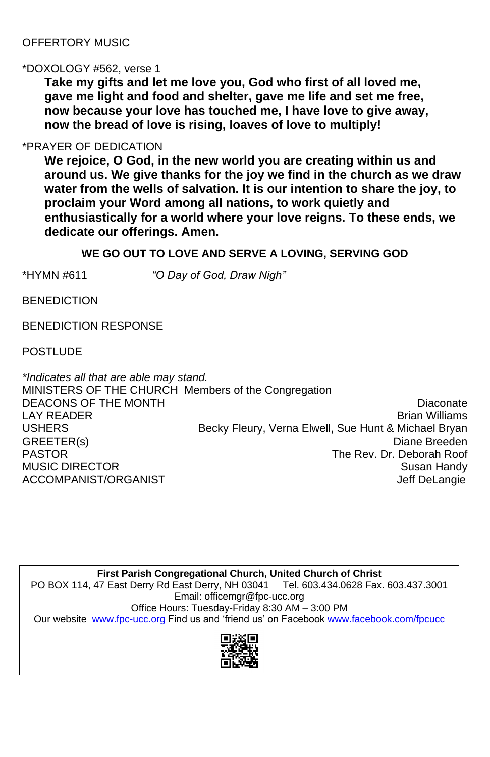OFFERTORY MUSIC

*DOXOLOGY #562, verse 1

**Take my gifts and let me love you, God who first of all loved me, gave me light and food and shelter, gave me life and set me free, now because your love has touched me, I have love to give away, now the bread of love is rising, loaves of love to multiply!**

*PRAYER OF DEDICATION

**We rejoice, O God, in the new world you are creating within us and around us. We give thanks for the joy we find in the church as we draw water from the wells of salvation. It is our intention to share the joy, to proclaim your Word among all nations, to work quietly and enthusiastically for a world where your love reigns. To these ends, we dedicate our offerings. Amen.**

**WE GO OUT TO LOVE AND SERVE A LOVING, SERVING GOD**

*HYMN #611 *"O Day of God, Draw Nigh"*

BENEDICTION

BENEDICTION RESPONSE

POSTLUDE

*\*Indicates all that are able may stand.*

MINISTERS OF THE CHURCH Members of the Congregation

| | |
|---|---|
| DEACONS OF THE MONTH | Diaconate |
| LAY READER | Brian Williams |
| USHERS | Becky Fleury, Verna Elwell, Sue Hunt & Michael Bryan |
| GREETER(s) | Diane Breeden |
| PASTOR | The Rev. Dr. Deborah Roof |
| MUSIC DIRECTOR | Susan Handy |
| ACCOMPANIST/ORGANIST | Jeff DeLangie |

**First Parish Congregational Church, United Church of Christ**
PO BOX 114, 47 East Derry Rd East Derry, NH 03041 Tel. 603.434.0628 Fax. 603.437.3001
Email: officemgr@fpc-ucc.org
Office Hours: Tuesday-Friday 8:30 AM – 3:00 PM
Our website www.fpc-ucc.org Find us and 'friend us' on Facebook www.facebook.com/fpcucc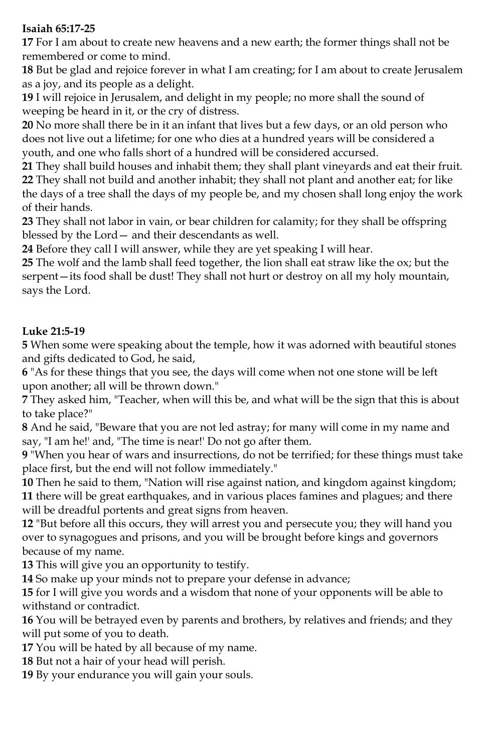**Isaiah 65:17-25**

**17** For I am about to create new heavens and a new earth; the former things shall not be remembered or come to mind.

**18** But be glad and rejoice forever in what I am creating; for I am about to create Jerusalem as a joy, and its people as a delight.

**19** I will rejoice in Jerusalem, and delight in my people; no more shall the sound of weeping be heard in it, or the cry of distress.

**20** No more shall there be in it an infant that lives but a few days, or an old person who does not live out a lifetime; for one who dies at a hundred years will be considered a youth, and one who falls short of a hundred will be considered accursed.

**21** They shall build houses and inhabit them; they shall plant vineyards and eat their fruit.

**22** They shall not build and another inhabit; they shall not plant and another eat; for like the days of a tree shall the days of my people be, and my chosen shall long enjoy the work of their hands.

**23** They shall not labor in vain, or bear children for calamity; for they shall be offspring blessed by the Lord— and their descendants as well.

**24** Before they call I will answer, while they are yet speaking I will hear.

**25** The wolf and the lamb shall feed together, the lion shall eat straw like the ox; but the serpent—its food shall be dust! They shall not hurt or destroy on all my holy mountain, says the Lord.

**Luke 21:5-19**

**5** When some were speaking about the temple, how it was adorned with beautiful stones and gifts dedicated to God, he said,

**6** "As for these things that you see, the days will come when not one stone will be left upon another; all will be thrown down."

**7** They asked him, "Teacher, when will this be, and what will be the sign that this is about to take place?"

**8** And he said, "Beware that you are not led astray; for many will come in my name and say, "I am he!' and, "The time is near!' Do not go after them.

**9** "When you hear of wars and insurrections, do not be terrified; for these things must take place first, but the end will not follow immediately."

**10** Then he said to them, "Nation will rise against nation, and kingdom against kingdom;

**11** there will be great earthquakes, and in various places famines and plagues; and there will be dreadful portents and great signs from heaven.

**12** "But before all this occurs, they will arrest you and persecute you; they will hand you over to synagogues and prisons, and you will be brought before kings and governors because of my name.

**13** This will give you an opportunity to testify.

**14** So make up your minds not to prepare your defense in advance;

**15** for I will give you words and a wisdom that none of your opponents will be able to withstand or contradict.

**16** You will be betrayed even by parents and brothers, by relatives and friends; and they will put some of you to death.

**17** You will be hated by all because of my name.

**18** But not a hair of your head will perish.

**19** By your endurance you will gain your souls.